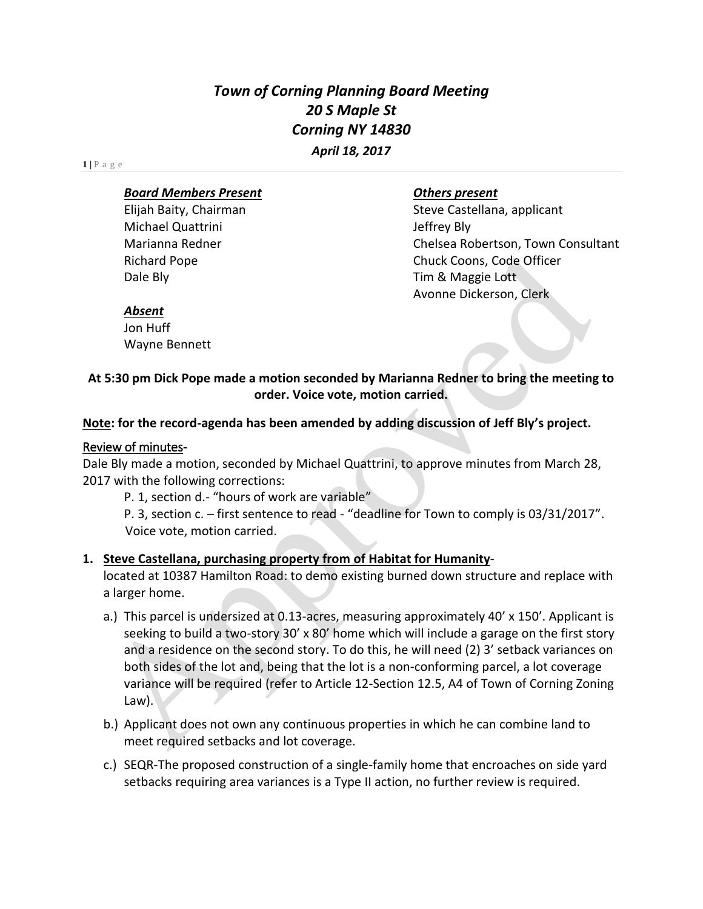# *Town of Corning Planning Board Meeting*
# *20 S Maple St*
# *Corning NY 14830*
### *April 18, 2017*

***Board Members Present***

Elijah Baity, Chairman
Michael Quattrini
Marianna Redner
Richard Pope
Dale Bly

***Others present***

Steve Castellana, applicant
Jeffrey Bly
Chelsea Robertson, Town Consultant
Chuck Coons, Code Officer
Tim & Maggie Lott
Avonne Dickerson, Clerk

***Absent***

Jon Huff
Wayne Bennett

**At 5:30 pm Dick Pope made a motion seconded by Marianna Redner to bring the meeting to order. Voice vote, motion carried.**

**Note: for the record-agenda has been amended by adding discussion of Jeff Bly's project.**

Review of minutes-

Dale Bly made a motion, seconded by Michael Quattrini, to approve minutes from March 28, 2017 with the following corrections:

P. 1, section d.- "hours of work are variable"

P. 3, section c. – first sentence to read - "deadline for Town to comply is 03/31/2017". Voice vote, motion carried.

1. **Steve Castellana, purchasing property from of Habitat for Humanity**- located at 10387 Hamilton Road: to demo existing burned down structure and replace with a larger home.

   a.) This parcel is undersized at 0.13-acres, measuring approximately 40' x 150'. Applicant is seeking to build a two-story 30' x 80' home which will include a garage on the first story and a residence on the second story. To do this, he will need (2) 3' setback variances on both sides of the lot and, being that the lot is a non-conforming parcel, a lot coverage variance will be required (refer to Article 12-Section 12.5, A4 of Town of Corning Zoning Law).

   b.) Applicant does not own any continuous properties in which he can combine land to meet required setbacks and lot coverage.

   c.) SEQR-The proposed construction of a single-family home that encroaches on side yard setbacks requiring area variances is a Type II action, no further review is required.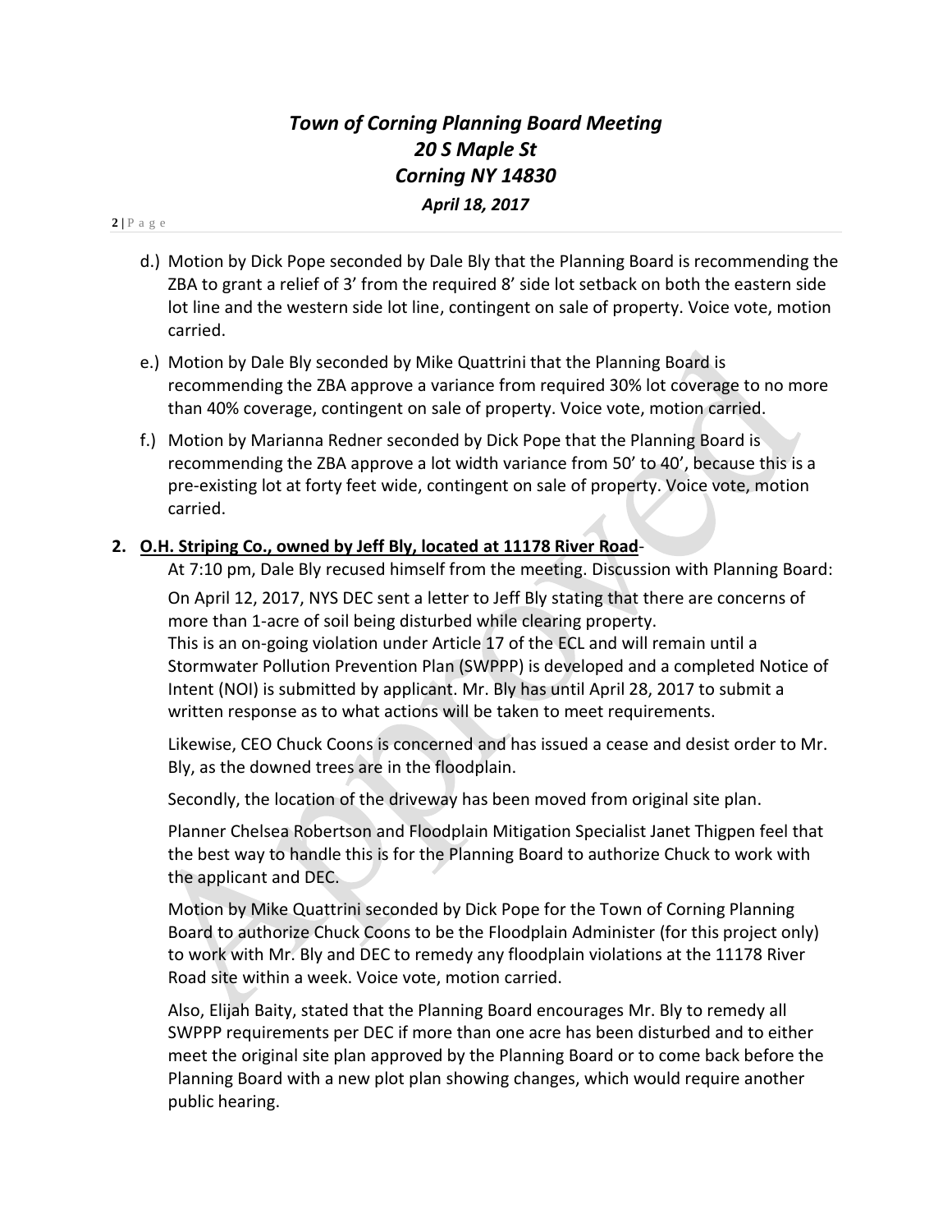d.) Motion by Dick Pope seconded by Dale Bly that the Planning Board is recommending the ZBA to grant a relief of 3' from the required 8' side lot setback on both the eastern side lot line and the western side lot line, contingent on sale of property. Voice vote, motion carried.

e.) Motion by Dale Bly seconded by Mike Quattrini that the Planning Board is recommending the ZBA approve a variance from required 30% lot coverage to no more than 40% coverage, contingent on sale of property. Voice vote, motion carried.

f.) Motion by Marianna Redner seconded by Dick Pope that the Planning Board is recommending the ZBA approve a lot width variance from 50' to 40', because this is a pre-existing lot at forty feet wide, contingent on sale of property. Voice vote, motion carried.

**2. <u>O.H. Striping Co., owned by Jeff Bly, located at 11178 River Road</u>**-

At 7:10 pm, Dale Bly recused himself from the meeting. Discussion with Planning Board:

On April 12, 2017, NYS DEC sent a letter to Jeff Bly stating that there are concerns of more than 1-acre of soil being disturbed while clearing property.
This is an on-going violation under Article 17 of the ECL and will remain until a Stormwater Pollution Prevention Plan (SWPPP) is developed and a completed Notice of Intent (NOI) is submitted by applicant. Mr. Bly has until April 28, 2017 to submit a written response as to what actions will be taken to meet requirements.

Likewise, CEO Chuck Coons is concerned and has issued a cease and desist order to Mr. Bly, as the downed trees are in the floodplain.

Secondly, the location of the driveway has been moved from original site plan.

Planner Chelsea Robertson and Floodplain Mitigation Specialist Janet Thigpen feel that the best way to handle this is for the Planning Board to authorize Chuck to work with the applicant and DEC.

Motion by Mike Quattrini seconded by Dick Pope for the Town of Corning Planning Board to authorize Chuck Coons to be the Floodplain Administer (for this project only) to work with Mr. Bly and DEC to remedy any floodplain violations at the 11178 River Road site within a week. Voice vote, motion carried.

Also, Elijah Baity, stated that the Planning Board encourages Mr. Bly to remedy all SWPPP requirements per DEC if more than one acre has been disturbed and to either meet the original site plan approved by the Planning Board or to come back before the Planning Board with a new plot plan showing changes, which would require another public hearing.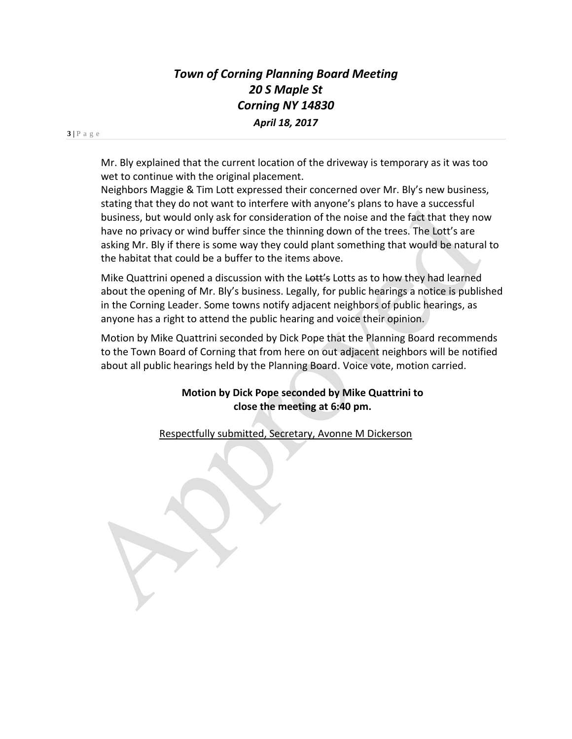Mr. Bly explained that the current location of the driveway is temporary as it was too wet to continue with the original placement.

Neighbors Maggie & Tim Lott expressed their concerned over Mr. Bly's new business, stating that they do not want to interfere with anyone's plans to have a successful business, but would only ask for consideration of the noise and the fact that they now have no privacy or wind buffer since the thinning down of the trees. The Lott's are asking Mr. Bly if there is some way they could plant something that would be natural to the habitat that could be a buffer to the items above.

Mike Quattrini opened a discussion with the ~~Lott's~~ Lotts as to how they had learned about the opening of Mr. Bly's business. Legally, for public hearings a notice is published in the Corning Leader. Some towns notify adjacent neighbors of public hearings, as anyone has a right to attend the public hearing and voice their opinion.

Motion by Mike Quattrini seconded by Dick Pope that the Planning Board recommends to the Town Board of Corning that from here on out adjacent neighbors will be notified about all public hearings held by the Planning Board. Voice vote, motion carried.

**Motion by Dick Pope seconded by Mike Quattrini to close the meeting at 6:40 pm.**

Respectfully submitted, Secretary, Avonne M Dickerson